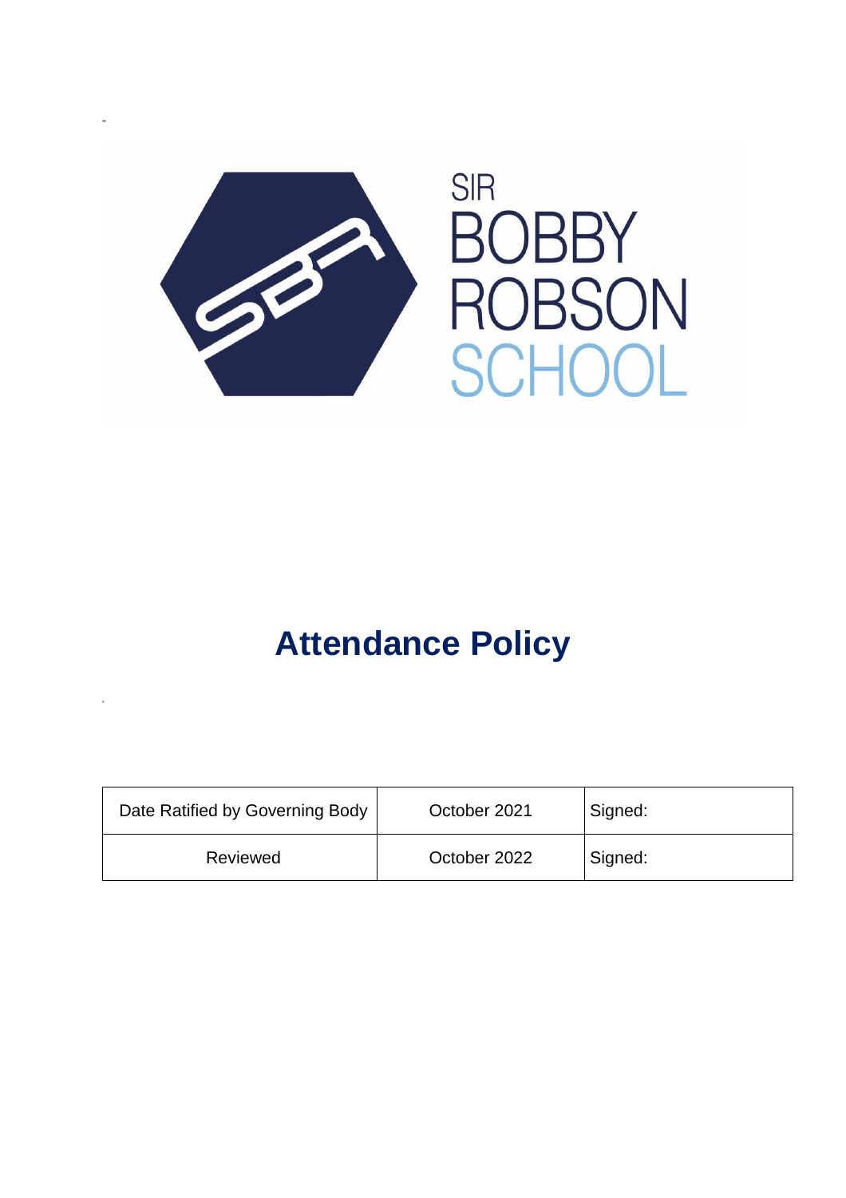SIR BOBBY ROBSON SCHOOL

# Attendance Policy

| | | |
|---|---|---|
| Date Ratified by Governing Body | October 2021 | Signed: |
| Reviewed | October 2022 | Signed: |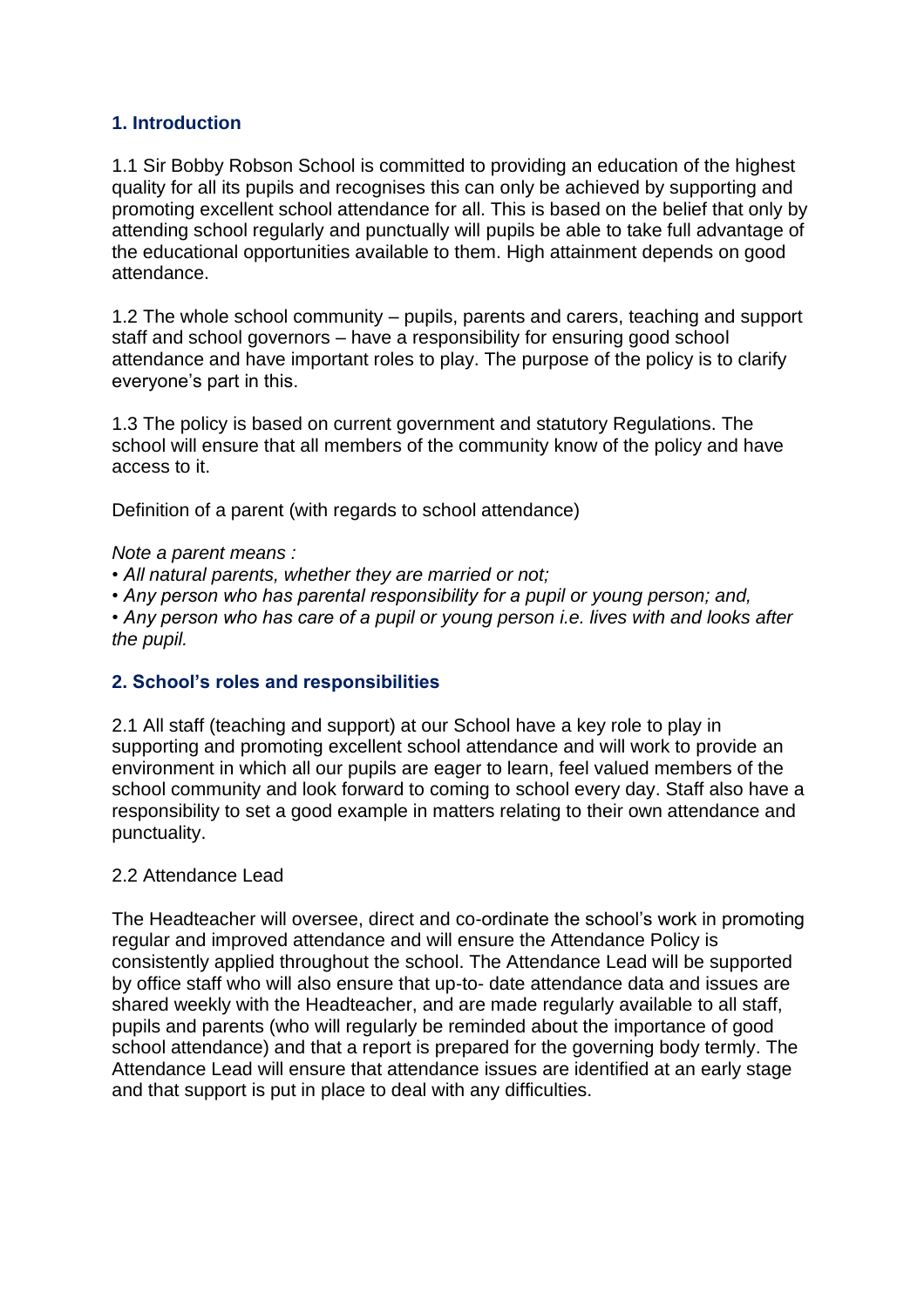## 1. Introduction

1.1 Sir Bobby Robson School is committed to providing an education of the highest quality for all its pupils and recognises this can only be achieved by supporting and promoting excellent school attendance for all. This is based on the belief that only by attending school regularly and punctually will pupils be able to take full advantage of the educational opportunities available to them. High attainment depends on good attendance.

1.2 The whole school community – pupils, parents and carers, teaching and support staff and school governors – have a responsibility for ensuring good school attendance and have important roles to play. The purpose of the policy is to clarify everyone's part in this.

1.3 The policy is based on current government and statutory Regulations. The school will ensure that all members of the community know of the policy and have access to it.

Definition of a parent (with regards to school attendance)

*Note a parent means :*

- *All natural parents, whether they are married or not;*
- *Any person who has parental responsibility for a pupil or young person; and,*
- *Any person who has care of a pupil or young person i.e. lives with and looks after the pupil.*

## 2. School's roles and responsibilities

2.1 All staff (teaching and support) at our School have a key role to play in supporting and promoting excellent school attendance and will work to provide an environment in which all our pupils are eager to learn, feel valued members of the school community and look forward to coming to school every day. Staff also have a responsibility to set a good example in matters relating to their own attendance and punctuality.

2.2 Attendance Lead

The Headteacher will oversee, direct and co-ordinate the school's work in promoting regular and improved attendance and will ensure the Attendance Policy is consistently applied throughout the school. The Attendance Lead will be supported by office staff who will also ensure that up-to- date attendance data and issues are shared weekly with the Headteacher, and are made regularly available to all staff, pupils and parents (who will regularly be reminded about the importance of good school attendance) and that a report is prepared for the governing body termly. The Attendance Lead will ensure that attendance issues are identified at an early stage and that support is put in place to deal with any difficulties.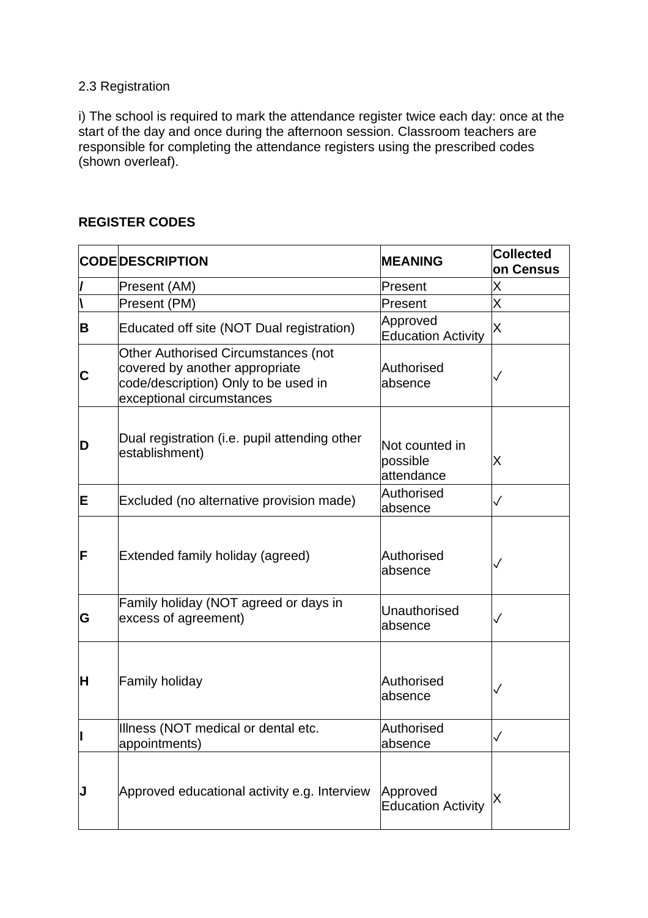2.3 Registration

i) The school is required to mark the attendance register twice each day: once at the start of the day and once during the afternoon session. Classroom teachers are responsible for completing the attendance registers using the prescribed codes (shown overleaf).

**REGISTER CODES**

| CODE | DESCRIPTION | MEANING | Collected on Census |
|---|---|---|---|
| **/** | Present (AM) | Present | X |
| **\** | Present (PM) | Present | X |
| **B** | Educated off site (NOT Dual registration) | Approved Education Activity | X |
| **C** | Other Authorised Circumstances (not covered by another appropriate code/description) Only to be used in exceptional circumstances | Authorised absence | ✓ |
| **D** | Dual registration (i.e. pupil attending other establishment) | Not counted in possible attendance | X |
| **E** | Excluded (no alternative provision made) | Authorised absence | ✓ |
| **F** | Extended family holiday (agreed) | Authorised absence | ✓ |
| **G** | Family holiday (NOT agreed or days in excess of agreement) | Unauthorised absence | ✓ |
| **H** | Family holiday | Authorised absence | ✓ |
| **I** | Illness (NOT medical or dental etc. appointments) | Authorised absence | ✓ |
| **J** | Approved educational activity e.g. Interview | Approved Education Activity | X |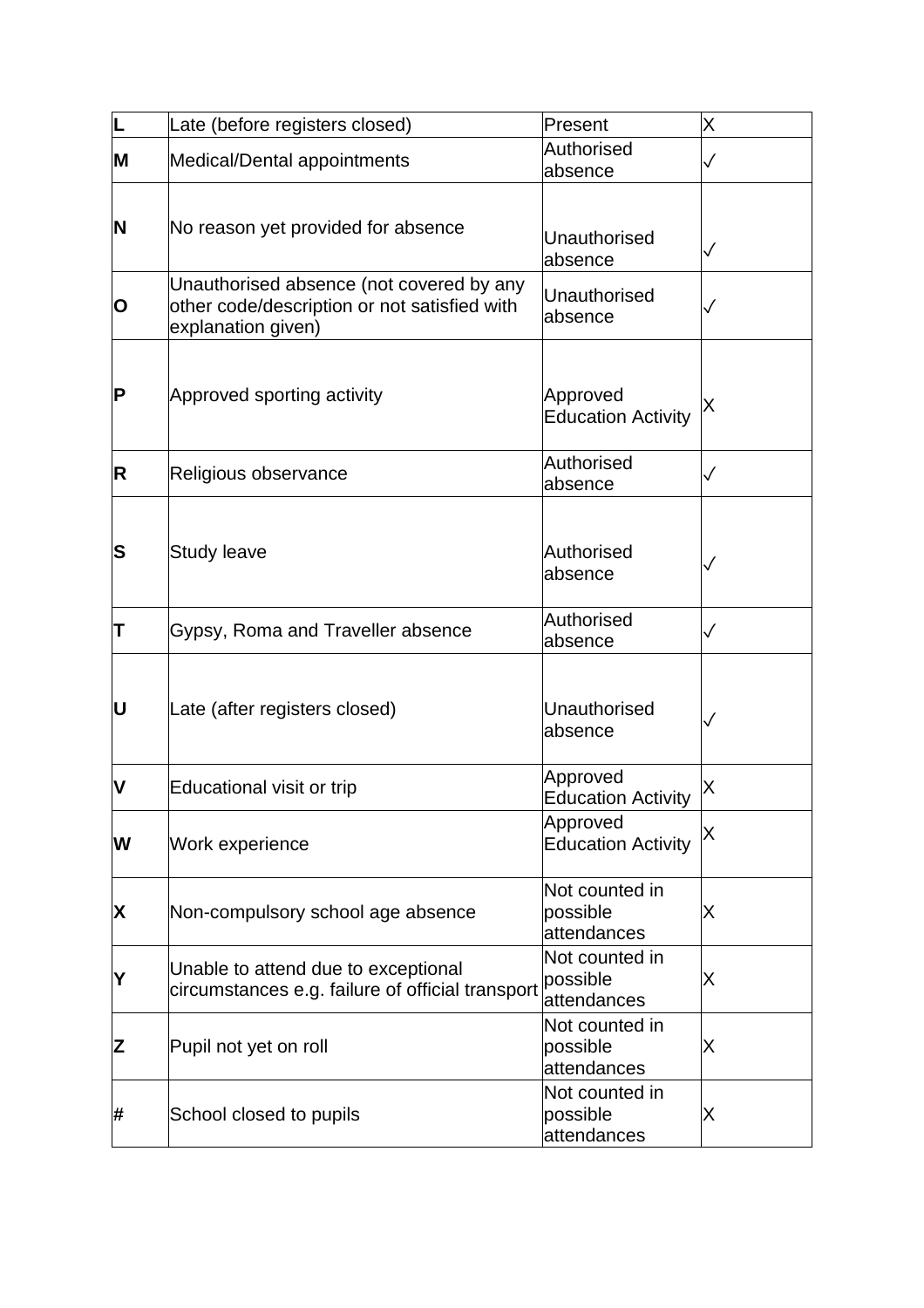| | | | |
|---|---|---|---|
| **L** | Late (before registers closed) | Present | X |
| **M** | Medical/Dental appointments | Authorised absence | ✓ |
| **N** | No reason yet provided for absence | Unauthorised absence | ✓ |
| **O** | Unauthorised absence (not covered by any other code/description or not satisfied with explanation given) | Unauthorised absence | ✓ |
| **P** | Approved sporting activity | Approved Education Activity | X |
| **R** | Religious observance | Authorised absence | ✓ |
| **S** | Study leave | Authorised absence | ✓ |
| **T** | Gypsy, Roma and Traveller absence | Authorised absence | ✓ |
| **U** | Late (after registers closed) | Unauthorised absence | ✓ |
| **V** | Educational visit or trip | Approved Education Activity | X |
| **W** | Work experience | Approved Education Activity | X |
| **X** | Non-compulsory school age absence | Not counted in possible attendances | X |
| **Y** | Unable to attend due to exceptional circumstances e.g. failure of official transport | Not counted in possible attendances | X |
| **Z** | Pupil not yet on roll | Not counted in possible attendances | X |
| **#** | School closed to pupils | Not counted in possible attendances | X |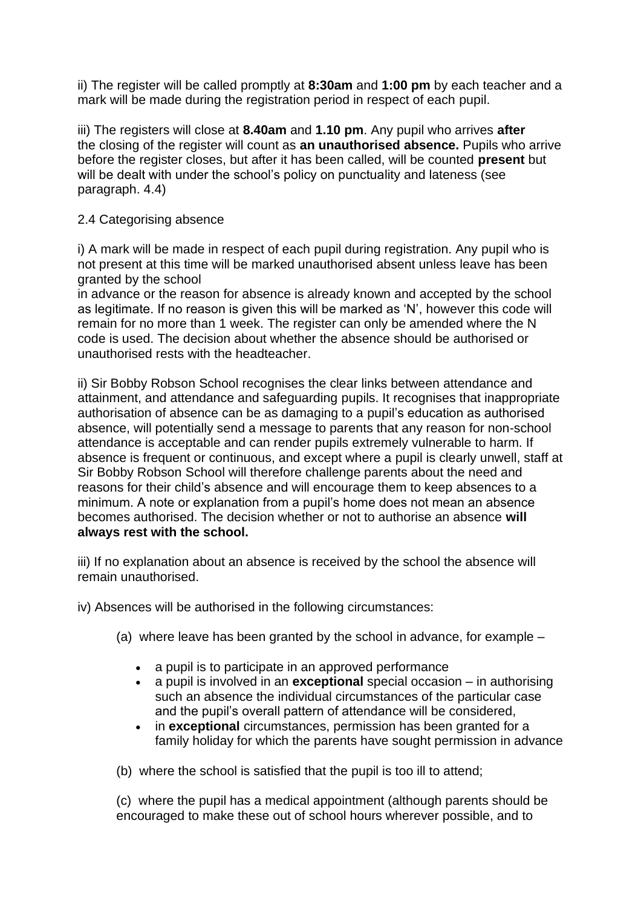ii) The register will be called promptly at **8:30am** and **1:00 pm** by each teacher and a mark will be made during the registration period in respect of each pupil.

iii) The registers will close at **8.40am** and **1.10 pm**. Any pupil who arrives **after** the closing of the register will count as **an unauthorised absence.** Pupils who arrive before the register closes, but after it has been called, will be counted **present** but will be dealt with under the school's policy on punctuality and lateness (see paragraph. 4.4)

2.4 Categorising absence

i) A mark will be made in respect of each pupil during registration. Any pupil who is not present at this time will be marked unauthorised absent unless leave has been granted by the school
in advance or the reason for absence is already known and accepted by the school as legitimate. If no reason is given this will be marked as 'N', however this code will remain for no more than 1 week. The register can only be amended where the N code is used. The decision about whether the absence should be authorised or unauthorised rests with the headteacher.

ii) Sir Bobby Robson School recognises the clear links between attendance and attainment, and attendance and safeguarding pupils. It recognises that inappropriate authorisation of absence can be as damaging to a pupil's education as authorised absence, will potentially send a message to parents that any reason for non-school attendance is acceptable and can render pupils extremely vulnerable to harm. If absence is frequent or continuous, and except where a pupil is clearly unwell, staff at Sir Bobby Robson School will therefore challenge parents about the need and reasons for their child's absence and will encourage them to keep absences to a minimum. A note or explanation from a pupil's home does not mean an absence becomes authorised. The decision whether or not to authorise an absence **will always rest with the school.**

iii) If no explanation about an absence is received by the school the absence will remain unauthorised.

iv) Absences will be authorised in the following circumstances:

(a) where leave has been granted by the school in advance, for example –

- a pupil is to participate in an approved performance
- a pupil is involved in an **exceptional** special occasion – in authorising such an absence the individual circumstances of the particular case and the pupil's overall pattern of attendance will be considered,
- in **exceptional** circumstances, permission has been granted for a family holiday for which the parents have sought permission in advance

(b) where the school is satisfied that the pupil is too ill to attend;

(c) where the pupil has a medical appointment (although parents should be encouraged to make these out of school hours wherever possible, and to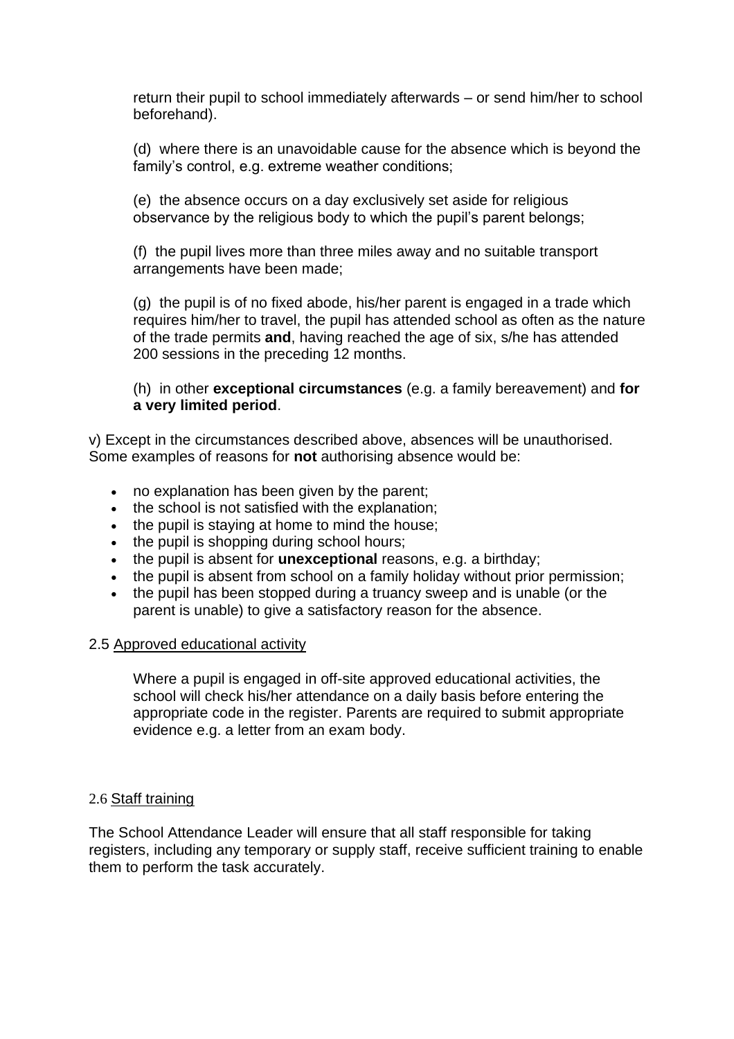return their pupil to school immediately afterwards – or send him/her to school beforehand).

(d) where there is an unavoidable cause for the absence which is beyond the family's control, e.g. extreme weather conditions;

(e) the absence occurs on a day exclusively set aside for religious observance by the religious body to which the pupil's parent belongs;

(f) the pupil lives more than three miles away and no suitable transport arrangements have been made;

(g) the pupil is of no fixed abode, his/her parent is engaged in a trade which requires him/her to travel, the pupil has attended school as often as the nature of the trade permits **and**, having reached the age of six, s/he has attended 200 sessions in the preceding 12 months.

(h) in other **exceptional circumstances** (e.g. a family bereavement) and **for a very limited period**.

v) Except in the circumstances described above, absences will be unauthorised. Some examples of reasons for **not** authorising absence would be:

- no explanation has been given by the parent;
- the school is not satisfied with the explanation;
- the pupil is staying at home to mind the house;
- the pupil is shopping during school hours;
- the pupil is absent for **unexceptional** reasons, e.g. a birthday;
- the pupil is absent from school on a family holiday without prior permission;
- the pupil has been stopped during a truancy sweep and is unable (or the parent is unable) to give a satisfactory reason for the absence.

2.5 Approved educational activity

Where a pupil is engaged in off-site approved educational activities, the school will check his/her attendance on a daily basis before entering the appropriate code in the register. Parents are required to submit appropriate evidence e.g. a letter from an exam body.

2.6 Staff training

The School Attendance Leader will ensure that all staff responsible for taking registers, including any temporary or supply staff, receive sufficient training to enable them to perform the task accurately.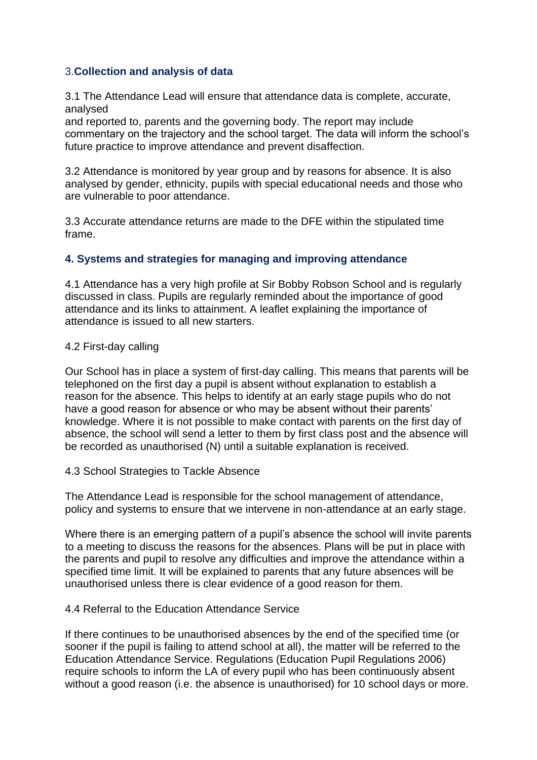## 3. Collection and analysis of data

3.1 The Attendance Lead will ensure that attendance data is complete, accurate, analysed and reported to, parents and the governing body. The report may include commentary on the trajectory and the school target. The data will inform the school's future practice to improve attendance and prevent disaffection.

3.2 Attendance is monitored by year group and by reasons for absence. It is also analysed by gender, ethnicity, pupils with special educational needs and those who are vulnerable to poor attendance.

3.3 Accurate attendance returns are made to the DFE within the stipulated time frame.

## 4. Systems and strategies for managing and improving attendance

4.1 Attendance has a very high profile at Sir Bobby Robson School and is regularly discussed in class. Pupils are regularly reminded about the importance of good attendance and its links to attainment. A leaflet explaining the importance of attendance is issued to all new starters.

4.2 First-day calling

Our School has in place a system of first-day calling. This means that parents will be telephoned on the first day a pupil is absent without explanation to establish a reason for the absence. This helps to identify at an early stage pupils who do not have a good reason for absence or who may be absent without their parents' knowledge. Where it is not possible to make contact with parents on the first day of absence, the school will send a letter to them by first class post and the absence will be recorded as unauthorised (N) until a suitable explanation is received.

4.3 School Strategies to Tackle Absence

The Attendance Lead is responsible for the school management of attendance, policy and systems to ensure that we intervene in non-attendance at an early stage.

Where there is an emerging pattern of a pupil's absence the school will invite parents to a meeting to discuss the reasons for the absences. Plans will be put in place with the parents and pupil to resolve any difficulties and improve the attendance within a specified time limit. It will be explained to parents that any future absences will be unauthorised unless there is clear evidence of a good reason for them.

4.4 Referral to the Education Attendance Service

If there continues to be unauthorised absences by the end of the specified time (or sooner if the pupil is failing to attend school at all), the matter will be referred to the Education Attendance Service. Regulations (Education Pupil Regulations 2006) require schools to inform the LA of every pupil who has been continuously absent without a good reason (i.e. the absence is unauthorised) for 10 school days or more.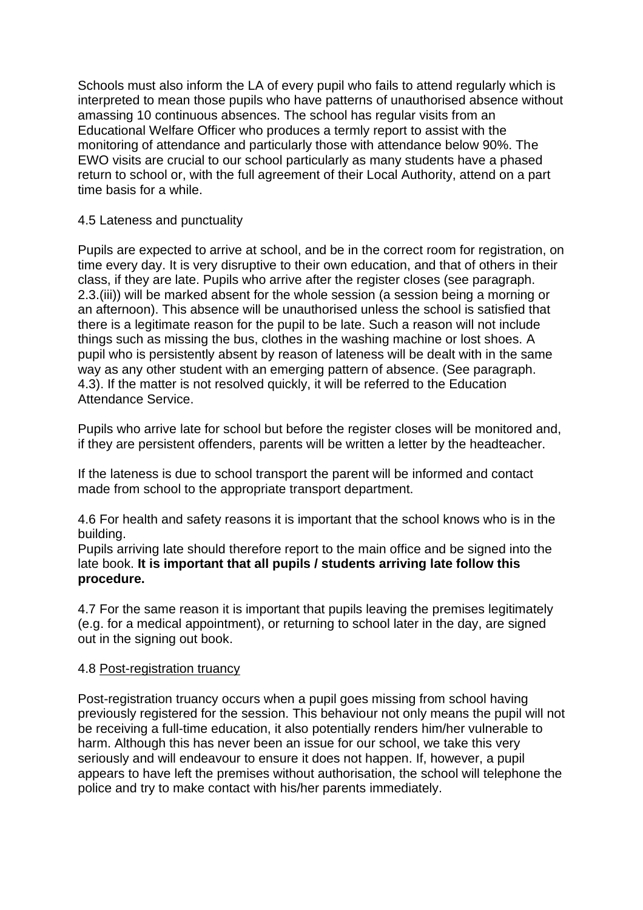Schools must also inform the LA of every pupil who fails to attend regularly which is interpreted to mean those pupils who have patterns of unauthorised absence without amassing 10 continuous absences. The school has regular visits from an Educational Welfare Officer who produces a termly report to assist with the monitoring of attendance and particularly those with attendance below 90%. The EWO visits are crucial to our school particularly as many students have a phased return to school or, with the full agreement of their Local Authority, attend on a part time basis for a while.

4.5 Lateness and punctuality

Pupils are expected to arrive at school, and be in the correct room for registration, on time every day. It is very disruptive to their own education, and that of others in their class, if they are late. Pupils who arrive after the register closes (see paragraph. 2.3.(iii)) will be marked absent for the whole session (a session being a morning or an afternoon). This absence will be unauthorised unless the school is satisfied that there is a legitimate reason for the pupil to be late. Such a reason will not include things such as missing the bus, clothes in the washing machine or lost shoes. A pupil who is persistently absent by reason of lateness will be dealt with in the same way as any other student with an emerging pattern of absence. (See paragraph. 4.3). If the matter is not resolved quickly, it will be referred to the Education Attendance Service.

Pupils who arrive late for school but before the register closes will be monitored and, if they are persistent offenders, parents will be written a letter by the headteacher.

If the lateness is due to school transport the parent will be informed and contact made from school to the appropriate transport department.

4.6 For health and safety reasons it is important that the school knows who is in the building.
Pupils arriving late should therefore report to the main office and be signed into the late book. **It is important that all pupils / students arriving late follow this procedure.**

4.7 For the same reason it is important that pupils leaving the premises legitimately (e.g. for a medical appointment), or returning to school later in the day, are signed out in the signing out book.

4.8 Post-registration truancy

Post-registration truancy occurs when a pupil goes missing from school having previously registered for the session. This behaviour not only means the pupil will not be receiving a full-time education, it also potentially renders him/her vulnerable to harm. Although this has never been an issue for our school, we take this very seriously and will endeavour to ensure it does not happen. If, however, a pupil appears to have left the premises without authorisation, the school will telephone the police and try to make contact with his/her parents immediately.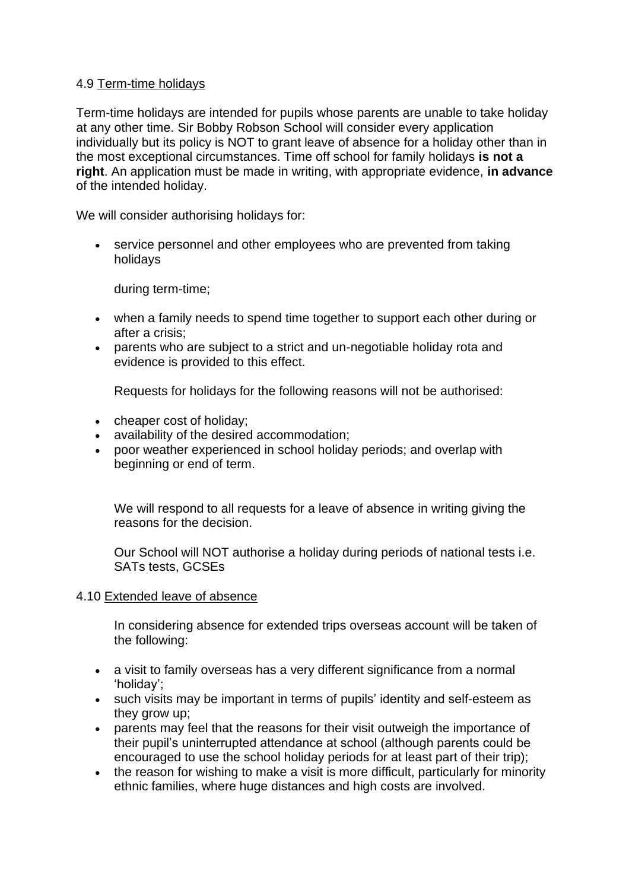### 4.9 Term-time holidays

Term-time holidays are intended for pupils whose parents are unable to take holiday at any other time. Sir Bobby Robson School will consider every application individually but its policy is NOT to grant leave of absence for a holiday other than in the most exceptional circumstances. Time off school for family holidays **is not a right**. An application must be made in writing, with appropriate evidence, **in advance** of the intended holiday.

We will consider authorising holidays for:

- service personnel and other employees who are prevented from taking holidays

  during term-time;

- when a family needs to spend time together to support each other during or after a crisis;
- parents who are subject to a strict and un-negotiable holiday rota and evidence is provided to this effect.

Requests for holidays for the following reasons will not be authorised:

- cheaper cost of holiday;
- availability of the desired accommodation;
- poor weather experienced in school holiday periods; and overlap with beginning or end of term.

We will respond to all requests for a leave of absence in writing giving the reasons for the decision.

Our School will NOT authorise a holiday during periods of national tests i.e. SATs tests, GCSEs

### 4.10 Extended leave of absence

In considering absence for extended trips overseas account will be taken of the following:

- a visit to family overseas has a very different significance from a normal 'holiday';
- such visits may be important in terms of pupils' identity and self-esteem as they grow up;
- parents may feel that the reasons for their visit outweigh the importance of their pupil's uninterrupted attendance at school (although parents could be encouraged to use the school holiday periods for at least part of their trip);
- the reason for wishing to make a visit is more difficult, particularly for minority ethnic families, where huge distances and high costs are involved.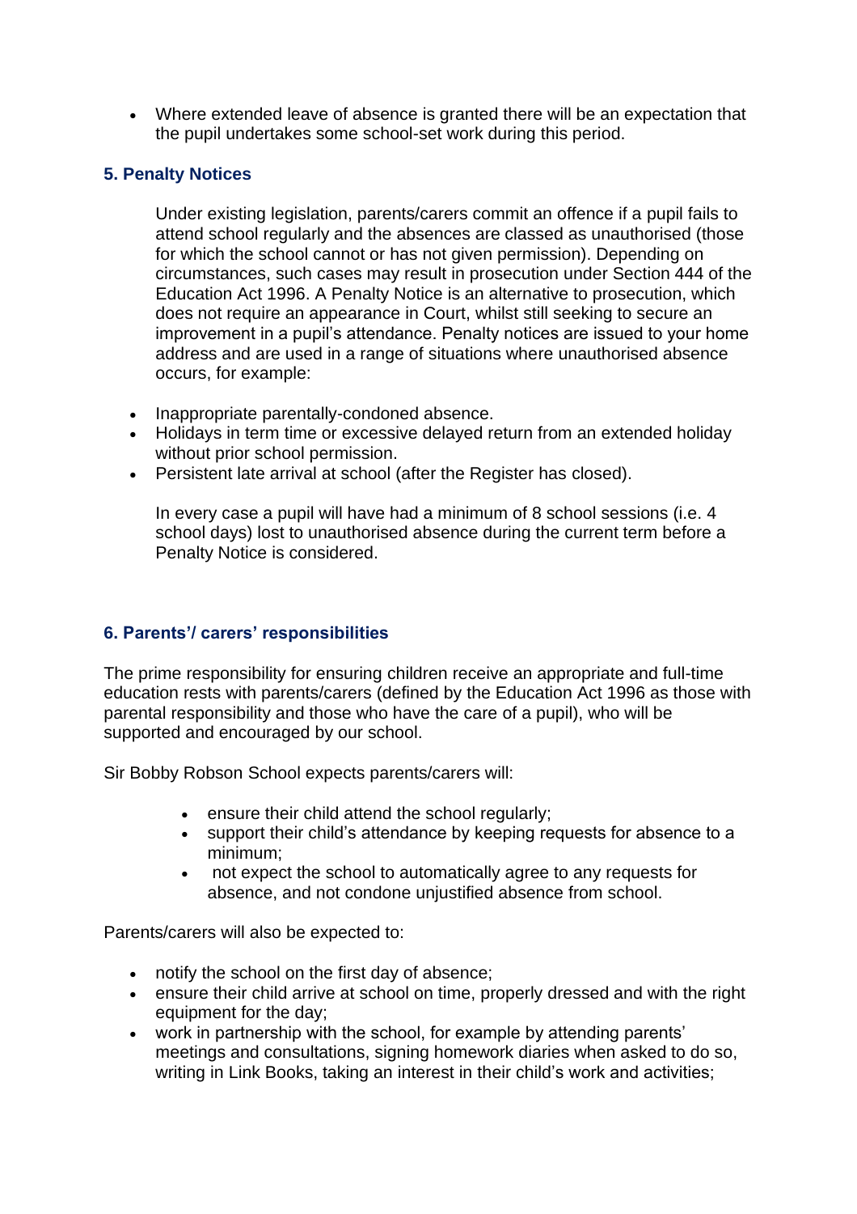- Where extended leave of absence is granted there will be an expectation that the pupil undertakes some school-set work during this period.

### 5. Penalty Notices

Under existing legislation, parents/carers commit an offence if a pupil fails to attend school regularly and the absences are classed as unauthorised (those for which the school cannot or has not given permission). Depending on circumstances, such cases may result in prosecution under Section 444 of the Education Act 1996. A Penalty Notice is an alternative to prosecution, which does not require an appearance in Court, whilst still seeking to secure an improvement in a pupil's attendance. Penalty notices are issued to your home address and are used in a range of situations where unauthorised absence occurs, for example:

- Inappropriate parentally-condoned absence.
- Holidays in term time or excessive delayed return from an extended holiday without prior school permission.
- Persistent late arrival at school (after the Register has closed).

In every case a pupil will have had a minimum of 8 school sessions (i.e. 4 school days) lost to unauthorised absence during the current term before a Penalty Notice is considered.

### 6. Parents'/ carers' responsibilities

The prime responsibility for ensuring children receive an appropriate and full-time education rests with parents/carers (defined by the Education Act 1996 as those with parental responsibility and those who have the care of a pupil), who will be supported and encouraged by our school.

Sir Bobby Robson School expects parents/carers will:

- ensure their child attend the school regularly;
- support their child's attendance by keeping requests for absence to a minimum;
- not expect the school to automatically agree to any requests for absence, and not condone unjustified absence from school.

Parents/carers will also be expected to:

- notify the school on the first day of absence;
- ensure their child arrive at school on time, properly dressed and with the right equipment for the day;
- work in partnership with the school, for example by attending parents' meetings and consultations, signing homework diaries when asked to do so, writing in Link Books, taking an interest in their child's work and activities;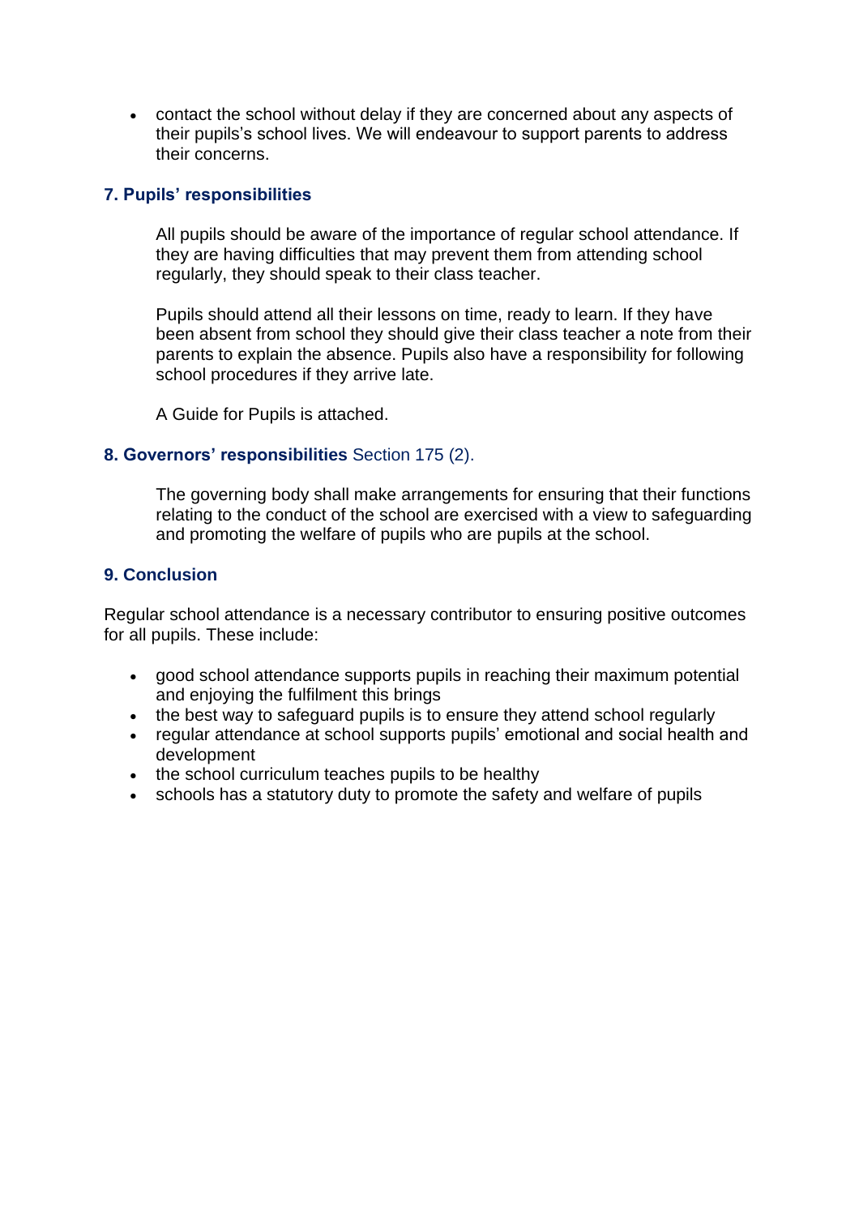- contact the school without delay if they are concerned about any aspects of their pupils's school lives. We will endeavour to support parents to address their concerns.

### 7. Pupils' responsibilities

All pupils should be aware of the importance of regular school attendance. If they are having difficulties that may prevent them from attending school regularly, they should speak to their class teacher.

Pupils should attend all their lessons on time, ready to learn. If they have been absent from school they should give their class teacher a note from their parents to explain the absence. Pupils also have a responsibility for following school procedures if they arrive late.

A Guide for Pupils is attached.

### 8. Governors' responsibilities Section 175 (2).

The governing body shall make arrangements for ensuring that their functions relating to the conduct of the school are exercised with a view to safeguarding and promoting the welfare of pupils who are pupils at the school.

### 9. Conclusion

Regular school attendance is a necessary contributor to ensuring positive outcomes for all pupils. These include:

- good school attendance supports pupils in reaching their maximum potential and enjoying the fulfilment this brings
- the best way to safeguard pupils is to ensure they attend school regularly
- regular attendance at school supports pupils' emotional and social health and development
- the school curriculum teaches pupils to be healthy
- schools has a statutory duty to promote the safety and welfare of pupils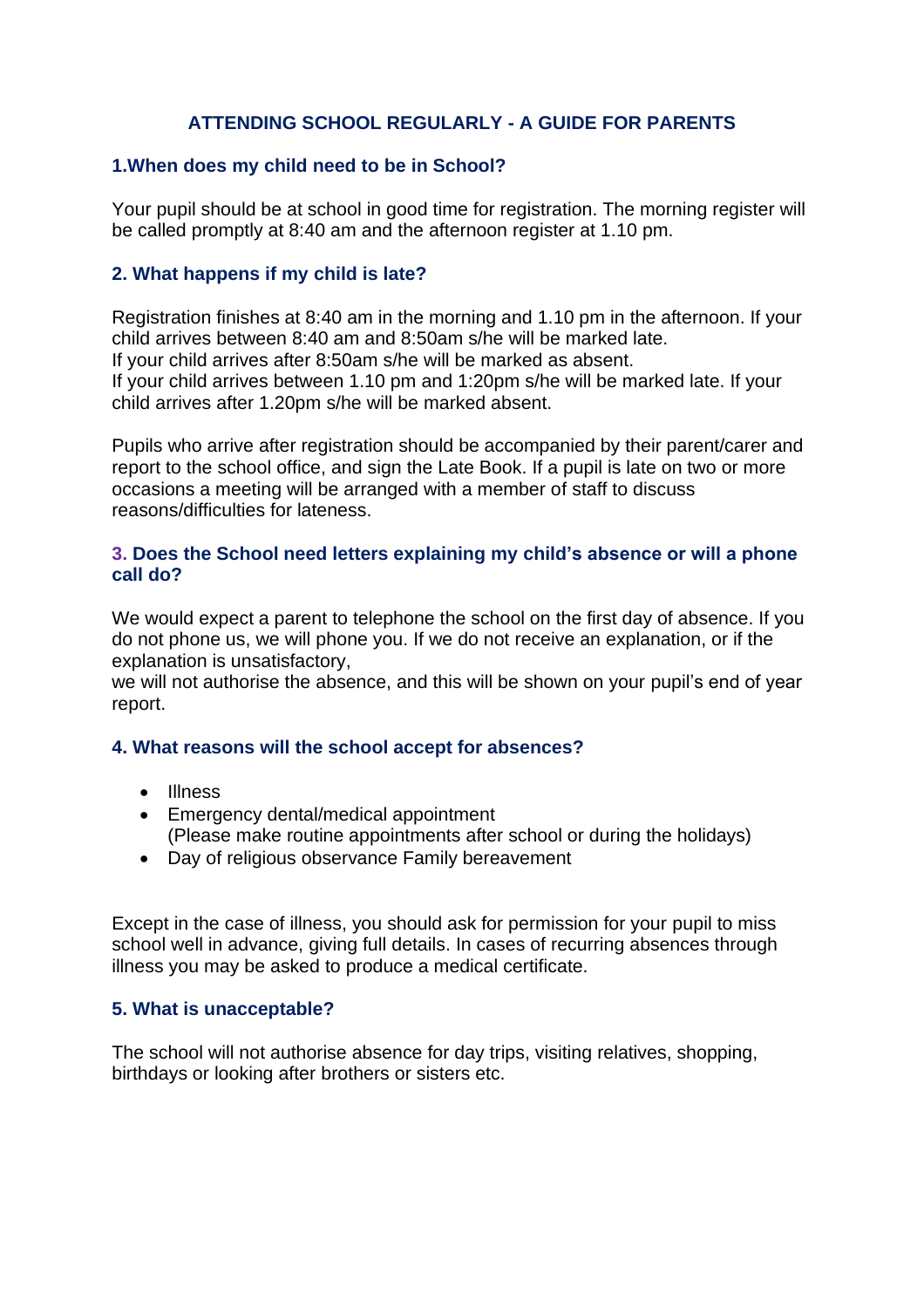# ATTENDING SCHOOL REGULARLY - A GUIDE FOR PARENTS

### 1.When does my child need to be in School?

Your pupil should be at school in good time for registration. The morning register will be called promptly at 8:40 am and the afternoon register at 1.10 pm.

### 2. What happens if my child is late?

Registration finishes at 8:40 am in the morning and 1.10 pm in the afternoon. If your child arrives between 8:40 am and 8:50am s/he will be marked late.
If your child arrives after 8:50am s/he will be marked as absent.
If your child arrives between 1.10 pm and 1:20pm s/he will be marked late. If your child arrives after 1.20pm s/he will be marked absent.

Pupils who arrive after registration should be accompanied by their parent/carer and report to the school office, and sign the Late Book. If a pupil is late on two or more occasions a meeting will be arranged with a member of staff to discuss reasons/difficulties for lateness.

### 3. Does the School need letters explaining my child's absence or will a phone call do?

We would expect a parent to telephone the school on the first day of absence. If you do not phone us, we will phone you. If we do not receive an explanation, or if the explanation is unsatisfactory,
we will not authorise the absence, and this will be shown on your pupil's end of year report.

### 4. What reasons will the school accept for absences?

- Illness
- Emergency dental/medical appointment
  (Please make routine appointments after school or during the holidays)
- Day of religious observance Family bereavement

Except in the case of illness, you should ask for permission for your pupil to miss school well in advance, giving full details. In cases of recurring absences through illness you may be asked to produce a medical certificate.

### 5. What is unacceptable?

The school will not authorise absence for day trips, visiting relatives, shopping, birthdays or looking after brothers or sisters etc.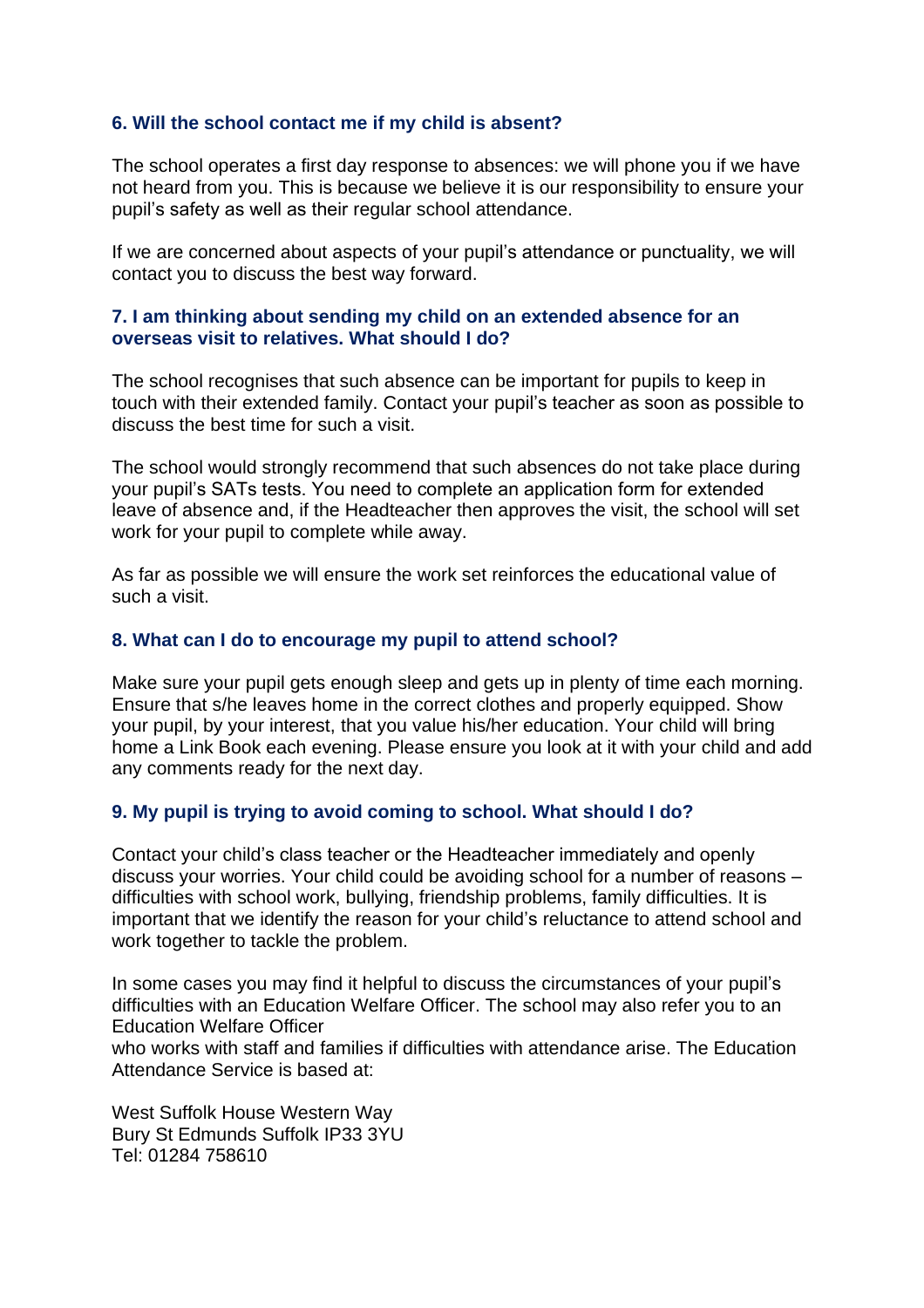### 6. Will the school contact me if my child is absent?

The school operates a first day response to absences: we will phone you if we have not heard from you. This is because we believe it is our responsibility to ensure your pupil's safety as well as their regular school attendance.

If we are concerned about aspects of your pupil's attendance or punctuality, we will contact you to discuss the best way forward.

### 7. I am thinking about sending my child on an extended absence for an overseas visit to relatives. What should I do?

The school recognises that such absence can be important for pupils to keep in touch with their extended family. Contact your pupil's teacher as soon as possible to discuss the best time for such a visit.

The school would strongly recommend that such absences do not take place during your pupil's SATs tests. You need to complete an application form for extended leave of absence and, if the Headteacher then approves the visit, the school will set work for your pupil to complete while away.

As far as possible we will ensure the work set reinforces the educational value of such a visit.

### 8. What can I do to encourage my pupil to attend school?

Make sure your pupil gets enough sleep and gets up in plenty of time each morning. Ensure that s/he leaves home in the correct clothes and properly equipped. Show your pupil, by your interest, that you value his/her education. Your child will bring home a Link Book each evening. Please ensure you look at it with your child and add any comments ready for the next day.

### 9. My pupil is trying to avoid coming to school. What should I do?

Contact your child's class teacher or the Headteacher immediately and openly discuss your worries. Your child could be avoiding school for a number of reasons – difficulties with school work, bullying, friendship problems, family difficulties. It is important that we identify the reason for your child's reluctance to attend school and work together to tackle the problem.

In some cases you may find it helpful to discuss the circumstances of your pupil's difficulties with an Education Welfare Officer. The school may also refer you to an Education Welfare Officer
who works with staff and families if difficulties with attendance arise. The Education Attendance Service is based at:

West Suffolk House Western Way
Bury St Edmunds Suffolk IP33 3YU
Tel: 01284 758610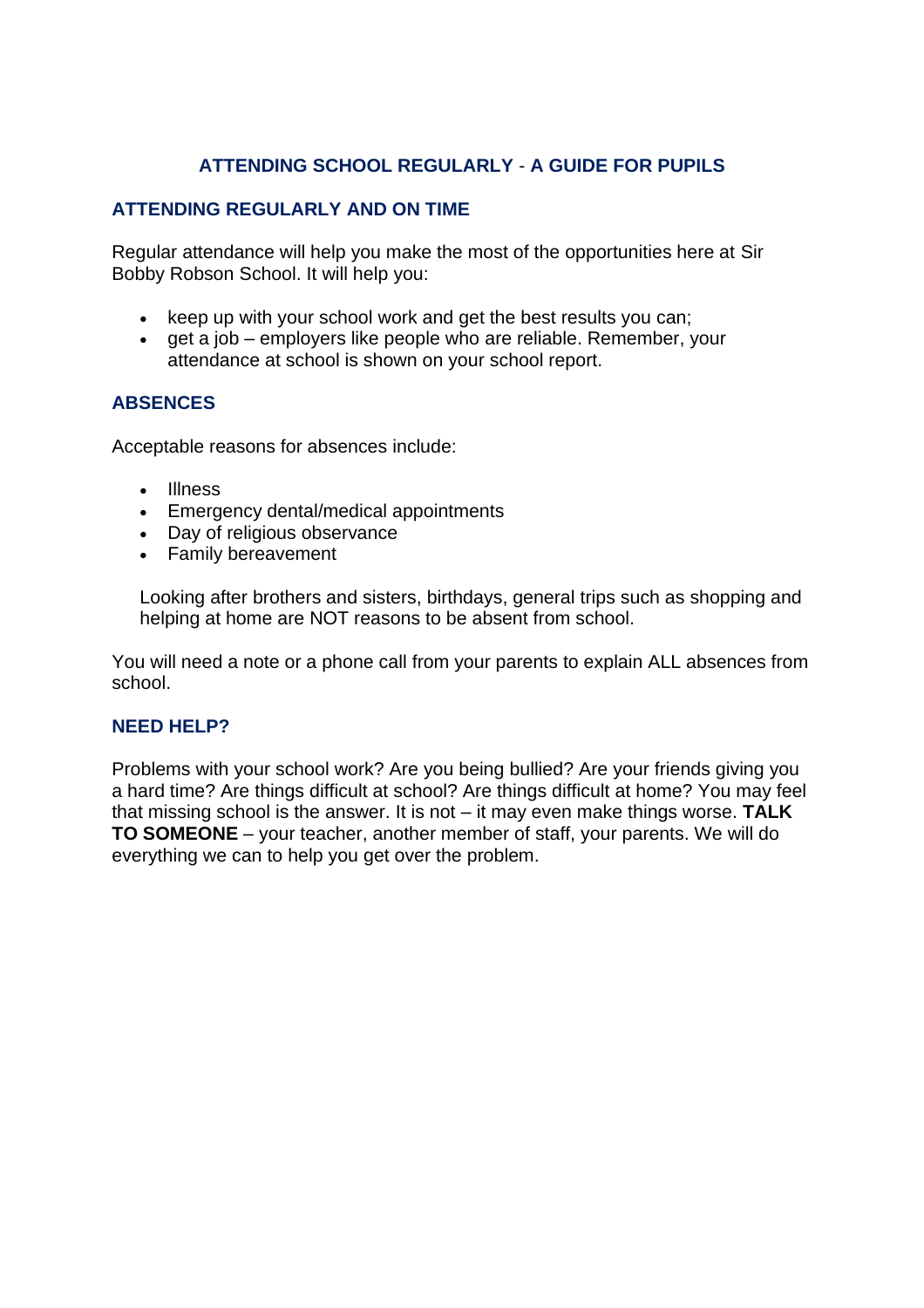## ATTENDING SCHOOL REGULARLY - A GUIDE FOR PUPILS

### ATTENDING REGULARLY AND ON TIME

Regular attendance will help you make the most of the opportunities here at Sir Bobby Robson School. It will help you:

- keep up with your school work and get the best results you can;
- get a job – employers like people who are reliable. Remember, your attendance at school is shown on your school report.

### ABSENCES

Acceptable reasons for absences include:

- Illness
- Emergency dental/medical appointments
- Day of religious observance
- Family bereavement

Looking after brothers and sisters, birthdays, general trips such as shopping and helping at home are NOT reasons to be absent from school.

You will need a note or a phone call from your parents to explain ALL absences from school.

### NEED HELP?

Problems with your school work? Are you being bullied? Are your friends giving you a hard time? Are things difficult at school? Are things difficult at home? You may feel that missing school is the answer. It is not – it may even make things worse. **TALK TO SOMEONE** – your teacher, another member of staff, your parents. We will do everything we can to help you get over the problem.